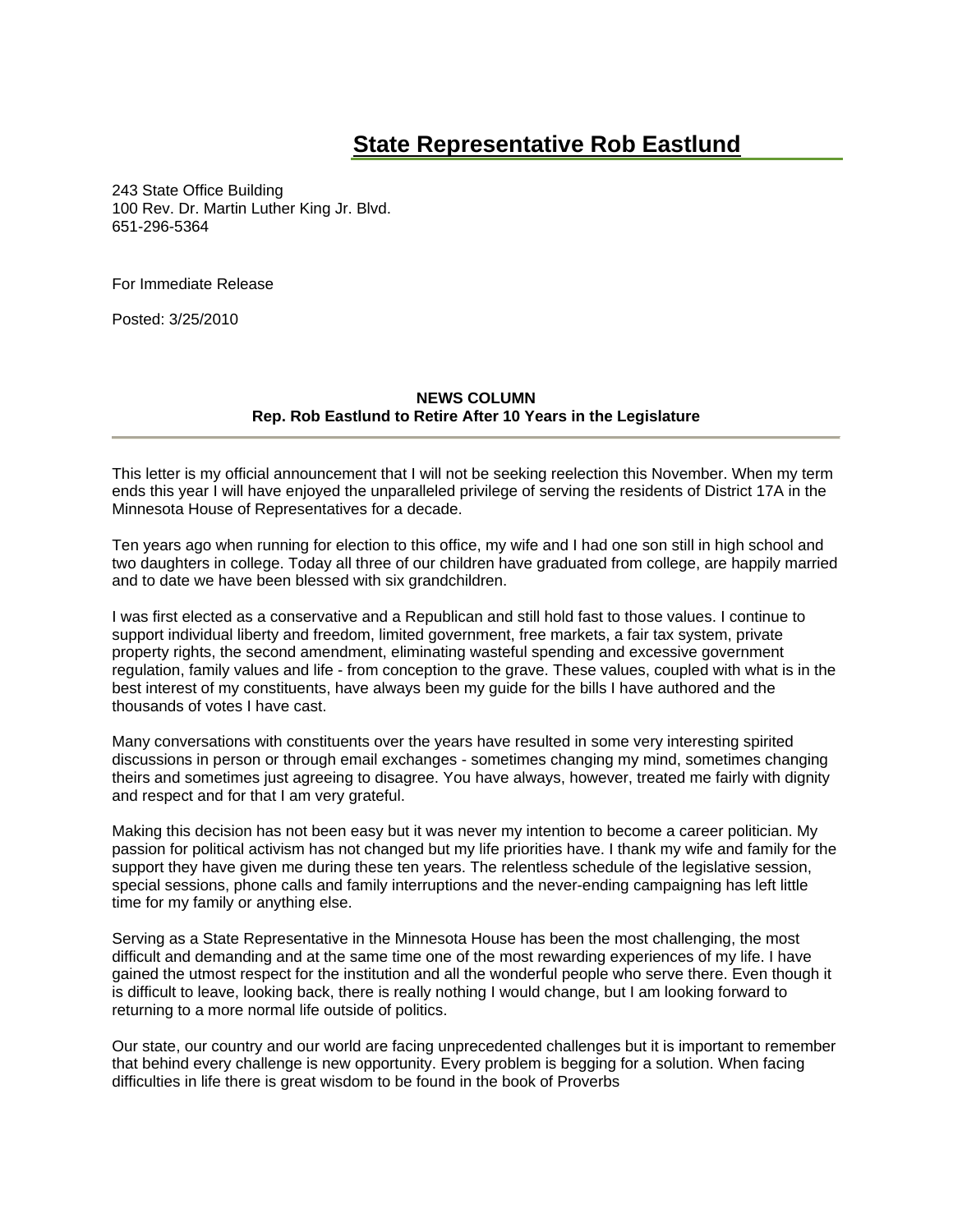# State Representative Rob Eastlund

243 State Office Building
100 Rev. Dr. Martin Luther King Jr. Blvd.
651-296-5364

For Immediate Release

Posted: 3/25/2010

**NEWS COLUMN**
**Rep. Rob Eastlund to Retire After 10 Years in the Legislature**

---

This letter is my official announcement that I will not be seeking reelection this November. When my term ends this year I will have enjoyed the unparalleled privilege of serving the residents of District 17A in the Minnesota House of Representatives for a decade.

Ten years ago when running for election to this office, my wife and I had one son still in high school and two daughters in college. Today all three of our children have graduated from college, are happily married and to date we have been blessed with six grandchildren.

I was first elected as a conservative and a Republican and still hold fast to those values. I continue to support individual liberty and freedom, limited government, free markets, a fair tax system, private property rights, the second amendment, eliminating wasteful spending and excessive government regulation, family values and life - from conception to the grave. These values, coupled with what is in the best interest of my constituents, have always been my guide for the bills I have authored and the thousands of votes I have cast.

Many conversations with constituents over the years have resulted in some very interesting spirited discussions in person or through email exchanges - sometimes changing my mind, sometimes changing theirs and sometimes just agreeing to disagree. You have always, however, treated me fairly with dignity and respect and for that I am very grateful.

Making this decision has not been easy but it was never my intention to become a career politician. My passion for political activism has not changed but my life priorities have. I thank my wife and family for the support they have given me during these ten years. The relentless schedule of the legislative session, special sessions, phone calls and family interruptions and the never-ending campaigning has left little time for my family or anything else.

Serving as a State Representative in the Minnesota House has been the most challenging, the most difficult and demanding and at the same time one of the most rewarding experiences of my life. I have gained the utmost respect for the institution and all the wonderful people who serve there. Even though it is difficult to leave, looking back, there is really nothing I would change, but I am looking forward to returning to a more normal life outside of politics.

Our state, our country and our world are facing unprecedented challenges but it is important to remember that behind every challenge is new opportunity. Every problem is begging for a solution. When facing difficulties in life there is great wisdom to be found in the book of Proverbs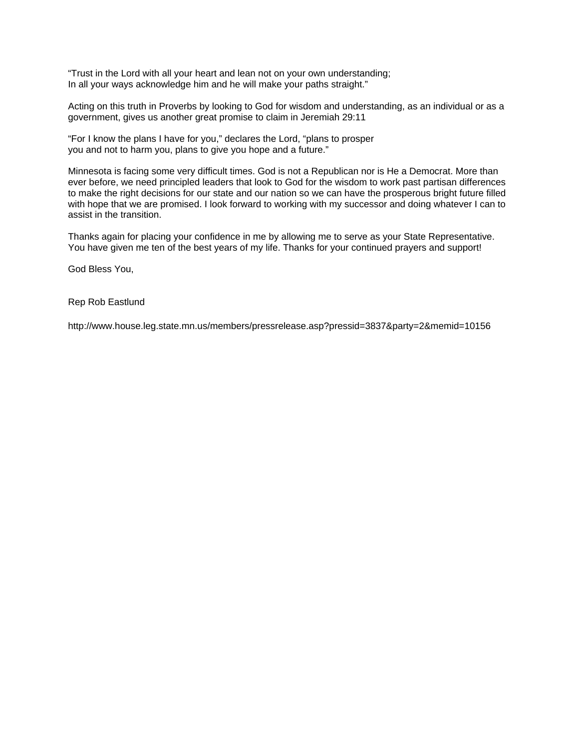"Trust in the Lord with all your heart and lean not on your own understanding;
In all your ways acknowledge him and he will make your paths straight."

Acting on this truth in Proverbs by looking to God for wisdom and understanding, as an individual or as a government, gives us another great promise to claim in Jeremiah 29:11

"For I know the plans I have for you," declares the Lord, "plans to prosper
you and not to harm you, plans to give you hope and a future."

Minnesota is facing some very difficult times. God is not a Republican nor is He a Democrat. More than ever before, we need principled leaders that look to God for the wisdom to work past partisan differences to make the right decisions for our state and our nation so we can have the prosperous bright future filled with hope that we are promised. I look forward to working with my successor and doing whatever I can to assist in the transition.

Thanks again for placing your confidence in me by allowing me to serve as your State Representative. You have given me ten of the best years of my life. Thanks for your continued prayers and support!

God Bless You,

Rep Rob Eastlund

http://www.house.leg.state.mn.us/members/pressrelease.asp?pressid=3837&party=2&memid=10156